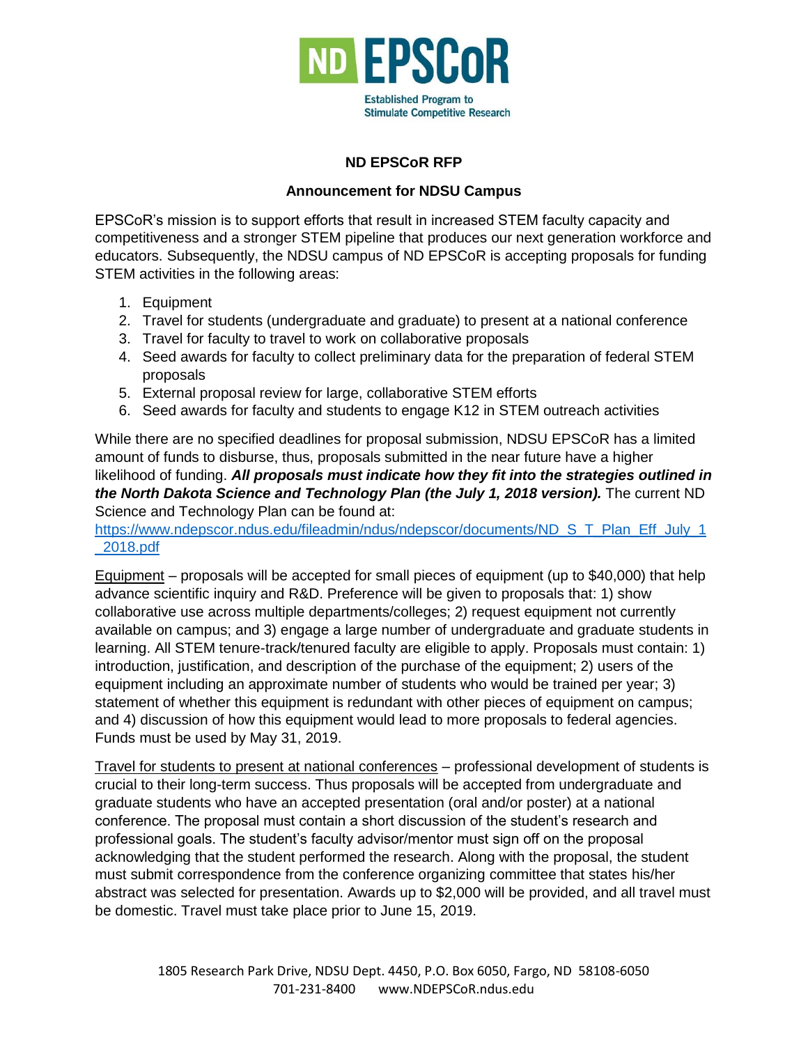ND EPSCoR

Established Program to Stimulate Competitive Research

## ND EPSCoR RFP

### Announcement for NDSU Campus

EPSCoR's mission is to support efforts that result in increased STEM faculty capacity and competitiveness and a stronger STEM pipeline that produces our next generation workforce and educators. Subsequently, the NDSU campus of ND EPSCoR is accepting proposals for funding STEM activities in the following areas:

1. Equipment
2. Travel for students (undergraduate and graduate) to present at a national conference
3. Travel for faculty to travel to work on collaborative proposals
4. Seed awards for faculty to collect preliminary data for the preparation of federal STEM proposals
5. External proposal review for large, collaborative STEM efforts
6. Seed awards for faculty and students to engage K12 in STEM outreach activities

While there are no specified deadlines for proposal submission, NDSU EPSCoR has a limited amount of funds to disburse, thus, proposals submitted in the near future have a higher likelihood of funding. ***All proposals must indicate how they fit into the strategies outlined in the North Dakota Science and Technology Plan (the July 1, 2018 version).*** The current ND Science and Technology Plan can be found at: https://www.ndepscor.ndus.edu/fileadmin/ndus/ndepscor/documents/ND_S_T_Plan_Eff_July_1_2018.pdf

<u>Equipment</u> – proposals will be accepted for small pieces of equipment (up to $40,000) that help advance scientific inquiry and R&D. Preference will be given to proposals that: 1) show collaborative use across multiple departments/colleges; 2) request equipment not currently available on campus; and 3) engage a large number of undergraduate and graduate students in learning. All STEM tenure-track/tenured faculty are eligible to apply. Proposals must contain: 1) introduction, justification, and description of the purchase of the equipment; 2) users of the equipment including an approximate number of students who would be trained per year; 3) statement of whether this equipment is redundant with other pieces of equipment on campus; and 4) discussion of how this equipment would lead to more proposals to federal agencies. Funds must be used by May 31, 2019.

<u>Travel for students to present at national conferences</u> – professional development of students is crucial to their long-term success. Thus proposals will be accepted from undergraduate and graduate students who have an accepted presentation (oral and/or poster) at a national conference. The proposal must contain a short discussion of the student's research and professional goals. The student's faculty advisor/mentor must sign off on the proposal acknowledging that the student performed the research. Along with the proposal, the student must submit correspondence from the conference organizing committee that states his/her abstract was selected for presentation. Awards up to $2,000 will be provided, and all travel must be domestic. Travel must take place prior to June 15, 2019.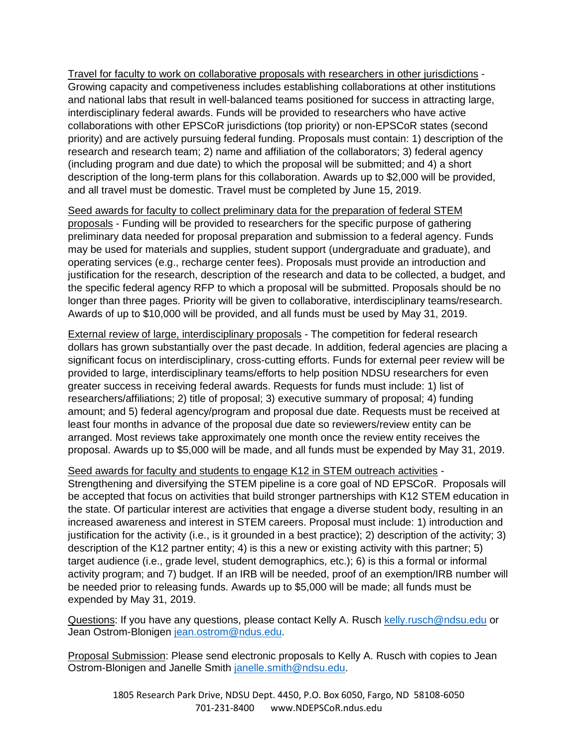Travel for faculty to work on collaborative proposals with researchers in other jurisdictions - Growing capacity and competiveness includes establishing collaborations at other institutions and national labs that result in well-balanced teams positioned for success in attracting large, interdisciplinary federal awards. Funds will be provided to researchers who have active collaborations with other EPSCoR jurisdictions (top priority) or non-EPSCoR states (second priority) and are actively pursuing federal funding. Proposals must contain: 1) description of the research and research team; 2) name and affiliation of the collaborators; 3) federal agency (including program and due date) to which the proposal will be submitted; and 4) a short description of the long-term plans for this collaboration. Awards up to $2,000 will be provided, and all travel must be domestic. Travel must be completed by June 15, 2019.

Seed awards for faculty to collect preliminary data for the preparation of federal STEM proposals - Funding will be provided to researchers for the specific purpose of gathering preliminary data needed for proposal preparation and submission to a federal agency. Funds may be used for materials and supplies, student support (undergraduate and graduate), and operating services (e.g., recharge center fees). Proposals must provide an introduction and justification for the research, description of the research and data to be collected, a budget, and the specific federal agency RFP to which a proposal will be submitted. Proposals should be no longer than three pages. Priority will be given to collaborative, interdisciplinary teams/research. Awards of up to $10,000 will be provided, and all funds must be used by May 31, 2019.

External review of large, interdisciplinary proposals - The competition for federal research dollars has grown substantially over the past decade. In addition, federal agencies are placing a significant focus on interdisciplinary, cross-cutting efforts. Funds for external peer review will be provided to large, interdisciplinary teams/efforts to help position NDSU researchers for even greater success in receiving federal awards. Requests for funds must include: 1) list of researchers/affiliations; 2) title of proposal; 3) executive summary of proposal; 4) funding amount; and 5) federal agency/program and proposal due date. Requests must be received at least four months in advance of the proposal due date so reviewers/review entity can be arranged. Most reviews take approximately one month once the review entity receives the proposal. Awards up to $5,000 will be made, and all funds must be expended by May 31, 2019.

Seed awards for faculty and students to engage K12 in STEM outreach activities - Strengthening and diversifying the STEM pipeline is a core goal of ND EPSCoR. Proposals will be accepted that focus on activities that build stronger partnerships with K12 STEM education in the state. Of particular interest are activities that engage a diverse student body, resulting in an increased awareness and interest in STEM careers. Proposal must include: 1) introduction and justification for the activity (i.e., is it grounded in a best practice); 2) description of the activity; 3) description of the K12 partner entity; 4) is this a new or existing activity with this partner; 5) target audience (i.e., grade level, student demographics, etc.); 6) is this a formal or informal activity program; and 7) budget. If an IRB will be needed, proof of an exemption/IRB number will be needed prior to releasing funds. Awards up to $5,000 will be made; all funds must be expended by May 31, 2019.

Questions: If you have any questions, please contact Kelly A. Rusch kelly.rusch@ndsu.edu or Jean Ostrom-Blonigen jean.ostrom@ndus.edu.

Proposal Submission: Please send electronic proposals to Kelly A. Rusch with copies to Jean Ostrom-Blonigen and Janelle Smith janelle.smith@ndsu.edu.

1805 Research Park Drive, NDSU Dept. 4450, P.O. Box 6050, Fargo, ND 58108-6050
701-231-8400 www.NDEPSCoR.ndus.edu